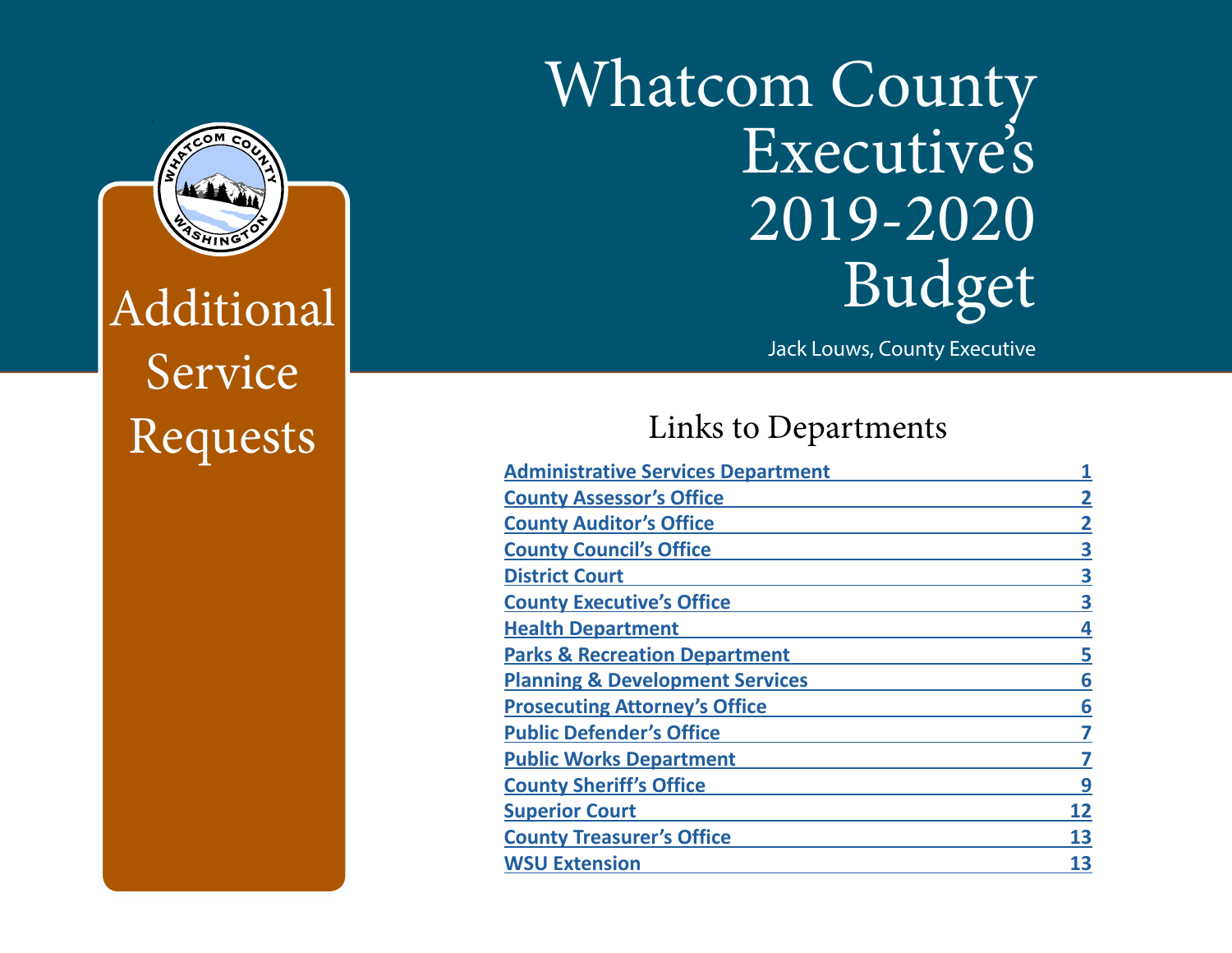# Whatcom County Executive's 2019-2020 Budget

Jack Louws, County Executive

## Additional Service Requests

## Links to Departments

| Department | Page |
|---|---|
| Administrative Services Department | 1 |
| County Assessor's Office | 2 |
| County Auditor's Office | 2 |
| County Council's Office | 3 |
| District Court | 3 |
| County Executive's Office | 3 |
| Health Department | 4 |
| Parks & Recreation Department | 5 |
| Planning & Development Services | 6 |
| Prosecuting Attorney's Office | 6 |
| Public Defender's Office | 7 |
| Public Works Department | 7 |
| County Sheriff's Office | 9 |
| Superior Court | 12 |
| County Treasurer's Office | 13 |
| WSU Extension | 13 |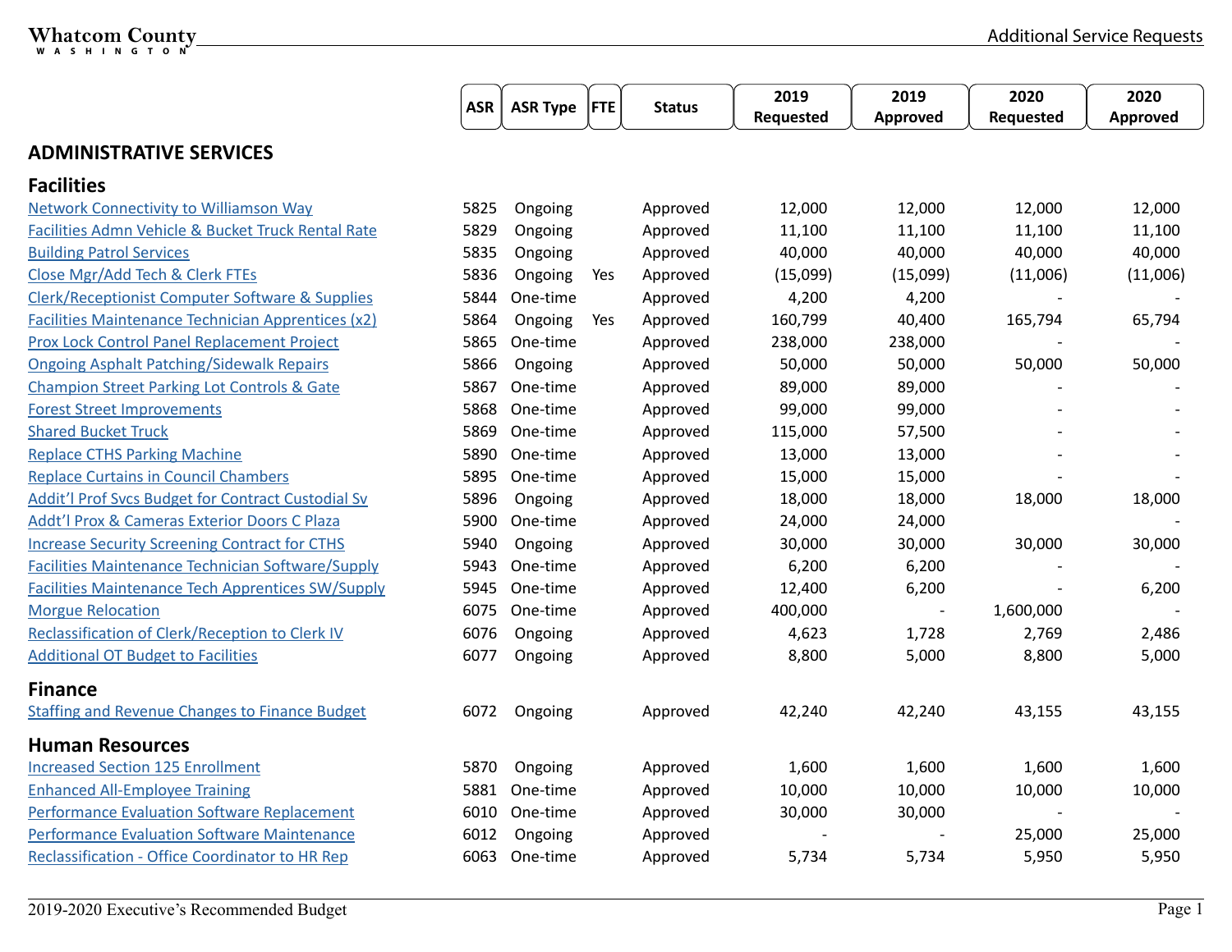# ADMINISTRATIVE SERVICES

| | ASR | ASR Type | FTE | Status | 2019 Requested | 2019 Approved | 2020 Requested | 2020 Approved |
|---|---|---|---|---|---|---|---|---|
| **Facilities** | | | | | | | | |
| Network Connectivity to Williamson Way | 5825 | Ongoing | | Approved | 12,000 | 12,000 | 12,000 | 12,000 |
| Facilities Admn Vehicle & Bucket Truck Rental Rate | 5829 | Ongoing | | Approved | 11,100 | 11,100 | 11,100 | 11,100 |
| Building Patrol Services | 5835 | Ongoing | | Approved | 40,000 | 40,000 | 40,000 | 40,000 |
| Close Mgr/Add Tech & Clerk FTEs | 5836 | Ongoing | Yes | Approved | (15,099) | (15,099) | (11,006) | (11,006) |
| Clerk/Receptionist Computer Software & Supplies | 5844 | One-time | | Approved | 4,200 | 4,200 | - | - |
| Facilities Maintenance Technician Apprentices (x2) | 5864 | Ongoing | Yes | Approved | 160,799 | 40,400 | 165,794 | 65,794 |
| Prox Lock Control Panel Replacement Project | 5865 | One-time | | Approved | 238,000 | 238,000 | - | - |
| Ongoing Asphalt Patching/Sidewalk Repairs | 5866 | Ongoing | | Approved | 50,000 | 50,000 | 50,000 | 50,000 |
| Champion Street Parking Lot Controls & Gate | 5867 | One-time | | Approved | 89,000 | 89,000 | - | - |
| Forest Street Improvements | 5868 | One-time | | Approved | 99,000 | 99,000 | - | - |
| Shared Bucket Truck | 5869 | One-time | | Approved | 115,000 | 57,500 | - | - |
| Replace CTHS Parking Machine | 5890 | One-time | | Approved | 13,000 | 13,000 | - | - |
| Replace Curtains in Council Chambers | 5895 | One-time | | Approved | 15,000 | 15,000 | - | - |
| Addt'l Prof Svcs Budget for Contract Custodial Sv | 5896 | Ongoing | | Approved | 18,000 | 18,000 | 18,000 | 18,000 |
| Addt'l Prox & Cameras Exterior Doors C Plaza | 5900 | One-time | | Approved | 24,000 | 24,000 | | - |
| Increase Security Screening Contract for CTHS | 5940 | Ongoing | | Approved | 30,000 | 30,000 | 30,000 | 30,000 |
| Facilities Maintenance Technician Software/Supply | 5943 | One-time | | Approved | 6,200 | 6,200 | - | - |
| Facilities Maintenance Tech Apprentices SW/Supply | 5945 | One-time | | Approved | 12,400 | 6,200 | - | 6,200 |
| Morgue Relocation | 6075 | One-time | | Approved | 400,000 | - | 1,600,000 | - |
| Reclassification of Clerk/Reception to Clerk IV | 6076 | Ongoing | | Approved | 4,623 | 1,728 | 2,769 | 2,486 |
| Additional OT Budget to Facilities | 6077 | Ongoing | | Approved | 8,800 | 5,000 | 8,800 | 5,000 |
| **Finance** | | | | | | | | |
| Staffing and Revenue Changes to Finance Budget | 6072 | Ongoing | | Approved | 42,240 | 42,240 | 43,155 | 43,155 |
| **Human Resources** | | | | | | | | |
| Increased Section 125 Enrollment | 5870 | Ongoing | | Approved | 1,600 | 1,600 | 1,600 | 1,600 |
| Enhanced All-Employee Training | 5881 | One-time | | Approved | 10,000 | 10,000 | 10,000 | 10,000 |
| Performance Evaluation Software Replacement | 6010 | One-time | | Approved | 30,000 | 30,000 | - | - |
| Performance Evaluation Software Maintenance | 6012 | Ongoing | | Approved | - | - | 25,000 | 25,000 |
| Reclassification - Office Coordinator to HR Rep | 6063 | One-time | | Approved | 5,734 | 5,734 | 5,950 | 5,950 |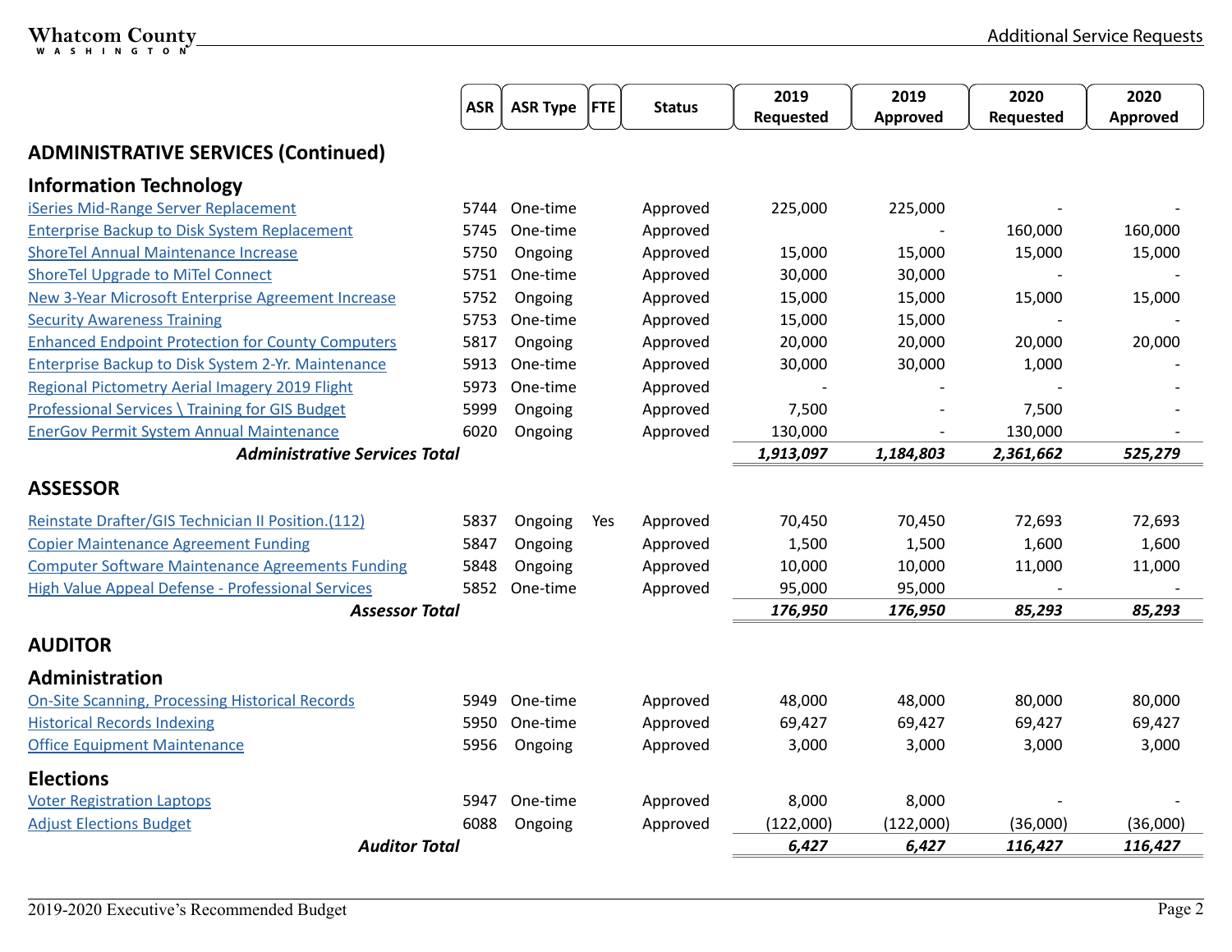| | ASR | ASR Type | FTE | Status | 2019 Requested | 2019 Approved | 2020 Requested | 2020 Approved |
|---|---|---|---|---|---|---|---|---|
| **ADMINISTRATIVE SERVICES (Continued)** | | | | | | | | |
| **Information Technology** | | | | | | | | |
| iSeries Mid-Range Server Replacement | 5744 | One-time | | Approved | 225,000 | 225,000 | - | - |
| Enterprise Backup to Disk System Replacement | 5745 | One-time | | Approved | | - | 160,000 | 160,000 |
| ShoreTel Annual Maintenance Increase | 5750 | Ongoing | | Approved | 15,000 | 15,000 | 15,000 | 15,000 |
| ShoreTel Upgrade to MiTel Connect | 5751 | One-time | | Approved | 30,000 | 30,000 | - | - |
| New 3-Year Microsoft Enterprise Agreement Increase | 5752 | Ongoing | | Approved | 15,000 | 15,000 | 15,000 | 15,000 |
| Security Awareness Training | 5753 | One-time | | Approved | 15,000 | 15,000 | - | - |
| Enhanced Endpoint Protection for County Computers | 5817 | Ongoing | | Approved | 20,000 | 20,000 | 20,000 | 20,000 |
| Enterprise Backup to Disk System 2-Yr. Maintenance | 5913 | One-time | | Approved | 30,000 | 30,000 | 1,000 | - |
| Regional Pictometry Aerial Imagery 2019 Flight | 5973 | One-time | | Approved | - | - | - | - |
| Professional Services \ Training for GIS Budget | 5999 | Ongoing | | Approved | 7,500 | - | 7,500 | - |
| EnerGov Permit System Annual Maintenance | 6020 | Ongoing | | Approved | 130,000 | - | 130,000 | - |
| ***Administrative Services Total*** | | | | | ***1,913,097*** | ***1,184,803*** | ***2,361,662*** | ***525,279*** |
| **ASSESSOR** | | | | | | | | |
| Reinstate Drafter/GIS Technician II Position.(112) | 5837 | Ongoing | Yes | Approved | 70,450 | 70,450 | 72,693 | 72,693 |
| Copier Maintenance Agreement Funding | 5847 | Ongoing | | Approved | 1,500 | 1,500 | 1,600 | 1,600 |
| Computer Software Maintenance Agreements Funding | 5848 | Ongoing | | Approved | 10,000 | 10,000 | 11,000 | 11,000 |
| High Value Appeal Defense - Professional Services | 5852 | One-time | | Approved | 95,000 | 95,000 | - | - |
| ***Assessor Total*** | | | | | ***176,950*** | ***176,950*** | ***85,293*** | ***85,293*** |
| **AUDITOR** | | | | | | | | |
| **Administration** | | | | | | | | |
| On-Site Scanning, Processing Historical Records | 5949 | One-time | | Approved | 48,000 | 48,000 | 80,000 | 80,000 |
| Historical Records Indexing | 5950 | One-time | | Approved | 69,427 | 69,427 | 69,427 | 69,427 |
| Office Equipment Maintenance | 5956 | Ongoing | | Approved | 3,000 | 3,000 | 3,000 | 3,000 |
| **Elections** | | | | | | | | |
| Voter Registration Laptops | 5947 | One-time | | Approved | 8,000 | 8,000 | - | - |
| Adjust Elections Budget | 6088 | Ongoing | | Approved | (122,000) | (122,000) | (36,000) | (36,000) |
| ***Auditor Total*** | | | | | ***6,427*** | ***6,427*** | ***116,427*** | ***116,427*** |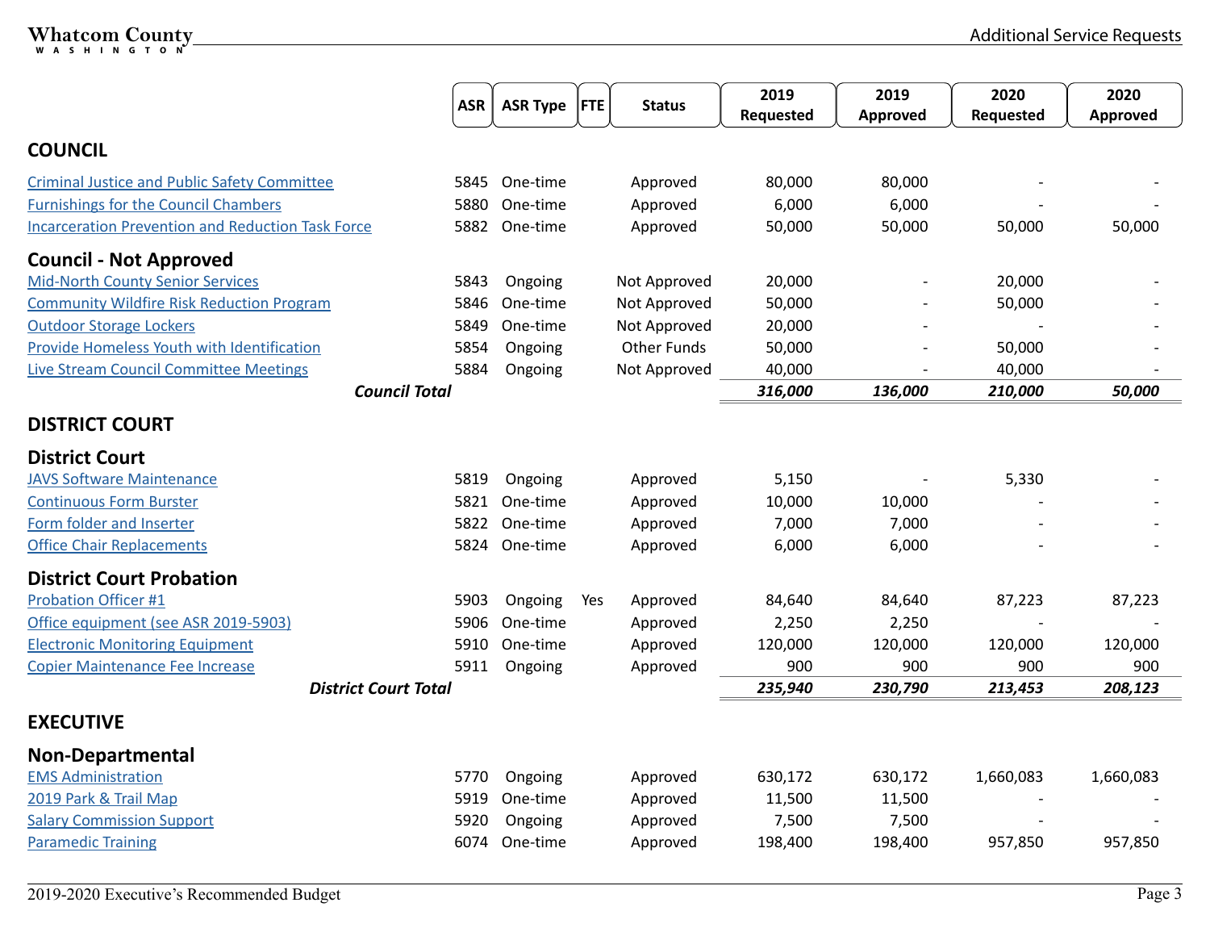| | ASR | ASR Type | FTE | Status | 2019 Requested | 2019 Approved | 2020 Requested | 2020 Approved |
|---|---|---|---|---|---|---|---|---|
| **COUNCIL** | | | | | | | | |
| Criminal Justice and Public Safety Committee | 5845 | One-time | | Approved | 80,000 | 80,000 | - | - |
| Furnishings for the Council Chambers | 5880 | One-time | | Approved | 6,000 | 6,000 | - | - |
| Incarceration Prevention and Reduction Task Force | 5882 | One-time | | Approved | 50,000 | 50,000 | 50,000 | 50,000 |
| **Council - Not Approved** | | | | | | | | |
| Mid-North County Senior Services | 5843 | Ongoing | | Not Approved | 20,000 | - | 20,000 | - |
| Community Wildfire Risk Reduction Program | 5846 | One-time | | Not Approved | 50,000 | - | 50,000 | - |
| Outdoor Storage Lockers | 5849 | One-time | | Not Approved | 20,000 | - | - | - |
| Provide Homeless Youth with Identification | 5854 | Ongoing | | Other Funds | 50,000 | - | 50,000 | - |
| Live Stream Council Committee Meetings | 5884 | Ongoing | | Not Approved | 40,000 | - | 40,000 | - |
| ***Council Total*** | | | | | ***316,000*** | ***136,000*** | ***210,000*** | ***50,000*** |
| **DISTRICT COURT** | | | | | | | | |
| **District Court** | | | | | | | | |
| JAVS Software Maintenance | 5819 | Ongoing | | Approved | 5,150 | - | 5,330 | - |
| Continuous Form Burster | 5821 | One-time | | Approved | 10,000 | 10,000 | - | - |
| Form folder and Inserter | 5822 | One-time | | Approved | 7,000 | 7,000 | - | - |
| Office Chair Replacements | 5824 | One-time | | Approved | 6,000 | 6,000 | - | - |
| **District Court Probation** | | | | | | | | |
| Probation Officer #1 | 5903 | Ongoing | Yes | Approved | 84,640 | 84,640 | 87,223 | 87,223 |
| Office equipment (see ASR 2019-5903) | 5906 | One-time | | Approved | 2,250 | 2,250 | - | - |
| Electronic Monitoring Equipment | 5910 | One-time | | Approved | 120,000 | 120,000 | 120,000 | 120,000 |
| Copier Maintenance Fee Increase | 5911 | Ongoing | | Approved | 900 | 900 | 900 | 900 |
| ***District Court Total*** | | | | | ***235,940*** | ***230,790*** | ***213,453*** | ***208,123*** |
| **EXECUTIVE** | | | | | | | | |
| **Non-Departmental** | | | | | | | | |
| EMS Administration | 5770 | Ongoing | | Approved | 630,172 | 630,172 | 1,660,083 | 1,660,083 |
| 2019 Park & Trail Map | 5919 | One-time | | Approved | 11,500 | 11,500 | - | - |
| Salary Commission Support | 5920 | Ongoing | | Approved | 7,500 | 7,500 | - | - |
| Paramedic Training | 6074 | One-time | | Approved | 198,400 | 198,400 | 957,850 | 957,850 |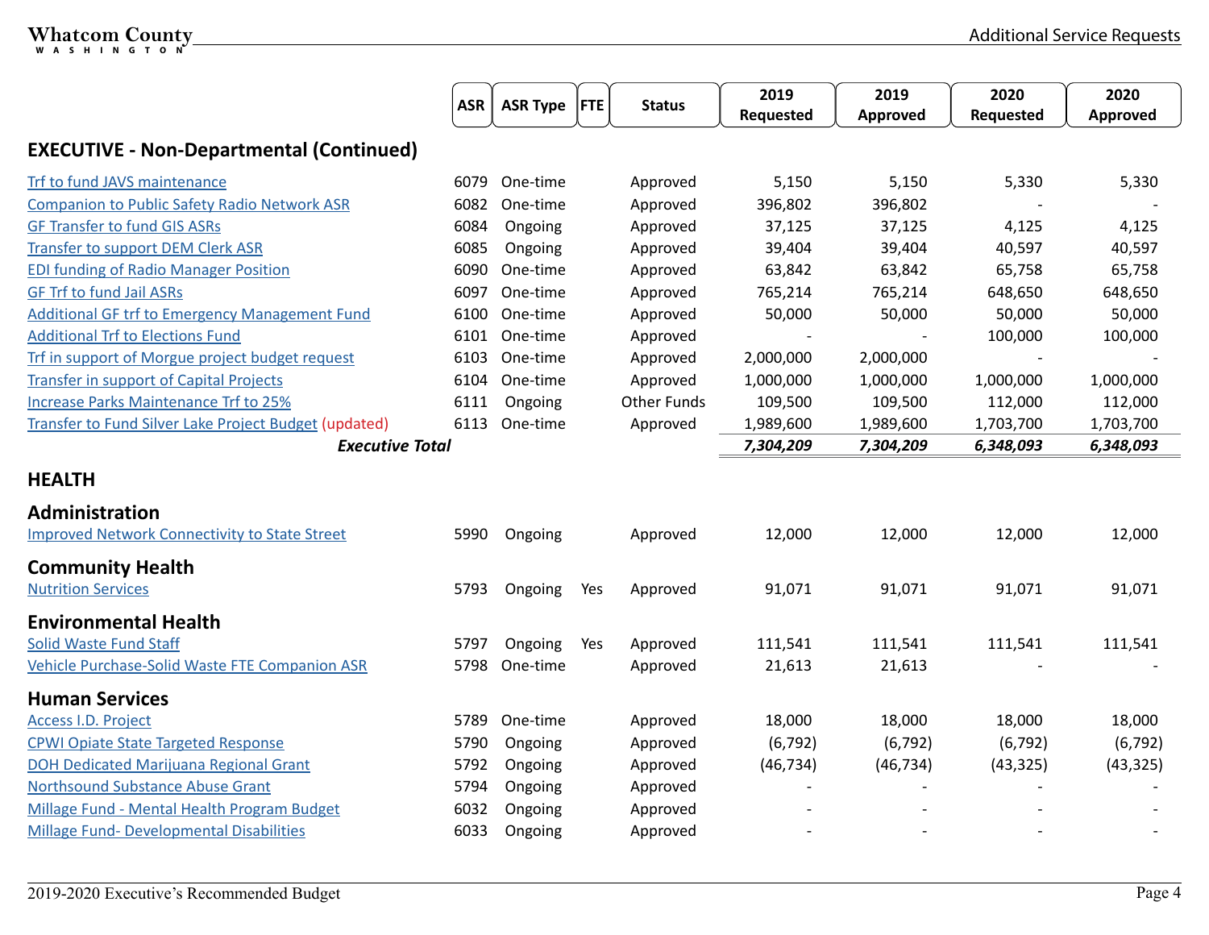| | ASR | ASR Type | FTE | Status | 2019 Requested | 2019 Approved | 2020 Requested | 2020 Approved |
|---|---|---|---|---|---|---|---|---|
| **EXECUTIVE - Non-Departmental (Continued)** | | | | | | | | |
| Trf to fund JAVS maintenance | 6079 | One-time | | Approved | 5,150 | 5,150 | 5,330 | 5,330 |
| Companion to Public Safety Radio Network ASR | 6082 | One-time | | Approved | 396,802 | 396,802 | - | - |
| GF Transfer to fund GIS ASRs | 6084 | Ongoing | | Approved | 37,125 | 37,125 | 4,125 | 4,125 |
| Transfer to support DEM Clerk ASR | 6085 | Ongoing | | Approved | 39,404 | 39,404 | 40,597 | 40,597 |
| EDI funding of Radio Manager Position | 6090 | One-time | | Approved | 63,842 | 63,842 | 65,758 | 65,758 |
| GF Trf to fund Jail ASRs | 6097 | One-time | | Approved | 765,214 | 765,214 | 648,650 | 648,650 |
| Additional GF trf to Emergency Management Fund | 6100 | One-time | | Approved | 50,000 | 50,000 | 50,000 | 50,000 |
| Additional Trf to Elections Fund | 6101 | One-time | | Approved | - | - | 100,000 | 100,000 |
| Trf in support of Morgue project budget request | 6103 | One-time | | Approved | 2,000,000 | 2,000,000 | - | - |
| Transfer in support of Capital Projects | 6104 | One-time | | Approved | 1,000,000 | 1,000,000 | 1,000,000 | 1,000,000 |
| Increase Parks Maintenance Trf to 25% | 6111 | Ongoing | | Other Funds | 109,500 | 109,500 | 112,000 | 112,000 |
| Transfer to Fund Silver Lake Project Budget (updated) | 6113 | One-time | | Approved | 1,989,600 | 1,989,600 | 1,703,700 | 1,703,700 |
| ***Executive Total*** | | | | | ***7,304,209*** | ***7,304,209*** | ***6,348,093*** | ***6,348,093*** |
| **HEALTH** | | | | | | | | |
| **Administration** | | | | | | | | |
| Improved Network Connectivity to State Street | 5990 | Ongoing | | Approved | 12,000 | 12,000 | 12,000 | 12,000 |
| **Community Health** | | | | | | | | |
| Nutrition Services | 5793 | Ongoing | Yes | Approved | 91,071 | 91,071 | 91,071 | 91,071 |
| **Environmental Health** | | | | | | | | |
| Solid Waste Fund Staff | 5797 | Ongoing | Yes | Approved | 111,541 | 111,541 | 111,541 | 111,541 |
| Vehicle Purchase-Solid Waste FTE Companion ASR | 5798 | One-time | | Approved | 21,613 | 21,613 | - | - |
| **Human Services** | | | | | | | | |
| Access I.D. Project | 5789 | One-time | | Approved | 18,000 | 18,000 | 18,000 | 18,000 |
| CPWI Opiate State Targeted Response | 5790 | Ongoing | | Approved | (6,792) | (6,792) | (6,792) | (6,792) |
| DOH Dedicated Marijuana Regional Grant | 5792 | Ongoing | | Approved | (46,734) | (46,734) | (43,325) | (43,325) |
| Northsound Substance Abuse Grant | 5794 | Ongoing | | Approved | - | - | - | - |
| Millage Fund - Mental Health Program Budget | 6032 | Ongoing | | Approved | - | - | - | - |
| Millage Fund- Developmental Disabilities | 6033 | Ongoing | | Approved | - | - | - | - |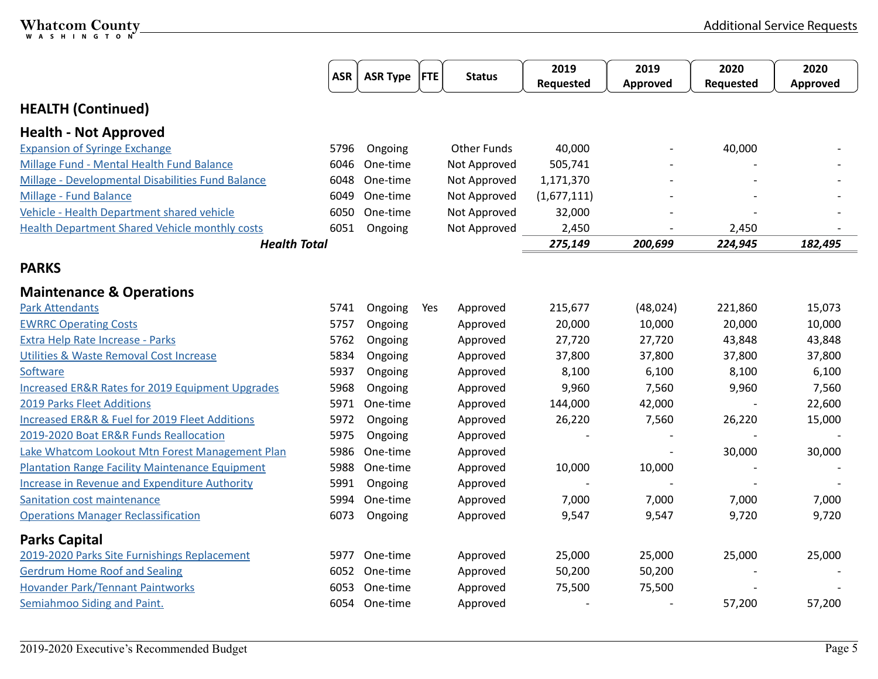| | ASR | ASR Type | FTE | Status | 2019 Requested | 2019 Approved | 2020 Requested | 2020 Approved |
|---|---|---|---|---|---|---|---|---|
| **HEALTH (Continued)** | | | | | | | | |
| **Health - Not Approved** | | | | | | | | |
| Expansion of Syringe Exchange | 5796 | Ongoing | | Other Funds | 40,000 | - | 40,000 | - |
| Millage Fund - Mental Health Fund Balance | 6046 | One-time | | Not Approved | 505,741 | - | - | - |
| Millage - Developmental Disabilities Fund Balance | 6048 | One-time | | Not Approved | 1,171,370 | - | - | - |
| Millage - Fund Balance | 6049 | One-time | | Not Approved | (1,677,111) | - | - | - |
| Vehicle - Health Department shared vehicle | 6050 | One-time | | Not Approved | 32,000 | - | - | - |
| Health Department Shared Vehicle monthly costs | 6051 | Ongoing | | Not Approved | 2,450 | - | 2,450 | - |
| ***Health Total*** | | | | | ***275,149*** | ***200,699*** | ***224,945*** | ***182,495*** |
| **PARKS** | | | | | | | | |
| **Maintenance & Operations** | | | | | | | | |
| Park Attendants | 5741 | Ongoing | Yes | Approved | 215,677 | (48,024) | 221,860 | 15,073 |
| EWRRC Operating Costs | 5757 | Ongoing | | Approved | 20,000 | 10,000 | 20,000 | 10,000 |
| Extra Help Rate Increase - Parks | 5762 | Ongoing | | Approved | 27,720 | 27,720 | 43,848 | 43,848 |
| Utilities & Waste Removal Cost Increase | 5834 | Ongoing | | Approved | 37,800 | 37,800 | 37,800 | 37,800 |
| Software | 5937 | Ongoing | | Approved | 8,100 | 6,100 | 8,100 | 6,100 |
| Increased ER&R Rates for 2019 Equipment Upgrades | 5968 | Ongoing | | Approved | 9,960 | 7,560 | 9,960 | 7,560 |
| 2019 Parks Fleet Additions | 5971 | One-time | | Approved | 144,000 | 42,000 | - | 22,600 |
| Increased ER&R & Fuel for 2019 Fleet Additions | 5972 | Ongoing | | Approved | 26,220 | 7,560 | 26,220 | 15,000 |
| 2019-2020 Boat ER&R Funds Reallocation | 5975 | Ongoing | | Approved | - | - | - | - |
| Lake Whatcom Lookout Mtn Forest Management Plan | 5986 | One-time | | Approved | | - | 30,000 | 30,000 |
| Plantation Range Facility Maintenance Equipment | 5988 | One-time | | Approved | 10,000 | 10,000 | - | - |
| Increase in Revenue and Expenditure Authority | 5991 | Ongoing | | Approved | - | - | - | - |
| Sanitation cost maintenance | 5994 | One-time | | Approved | 7,000 | 7,000 | 7,000 | 7,000 |
| Operations Manager Reclassification | 6073 | Ongoing | | Approved | 9,547 | 9,547 | 9,720 | 9,720 |
| **Parks Capital** | | | | | | | | |
| 2019-2020 Parks Site Furnishings Replacement | 5977 | One-time | | Approved | 25,000 | 25,000 | 25,000 | 25,000 |
| Gerdrum Home Roof and Sealing | 6052 | One-time | | Approved | 50,200 | 50,200 | - | - |
| Hovander Park/Tennant Paintworks | 6053 | One-time | | Approved | 75,500 | 75,500 | - | - |
| Semiahmoo Siding and Paint. | 6054 | One-time | | Approved | - | - | 57,200 | 57,200 |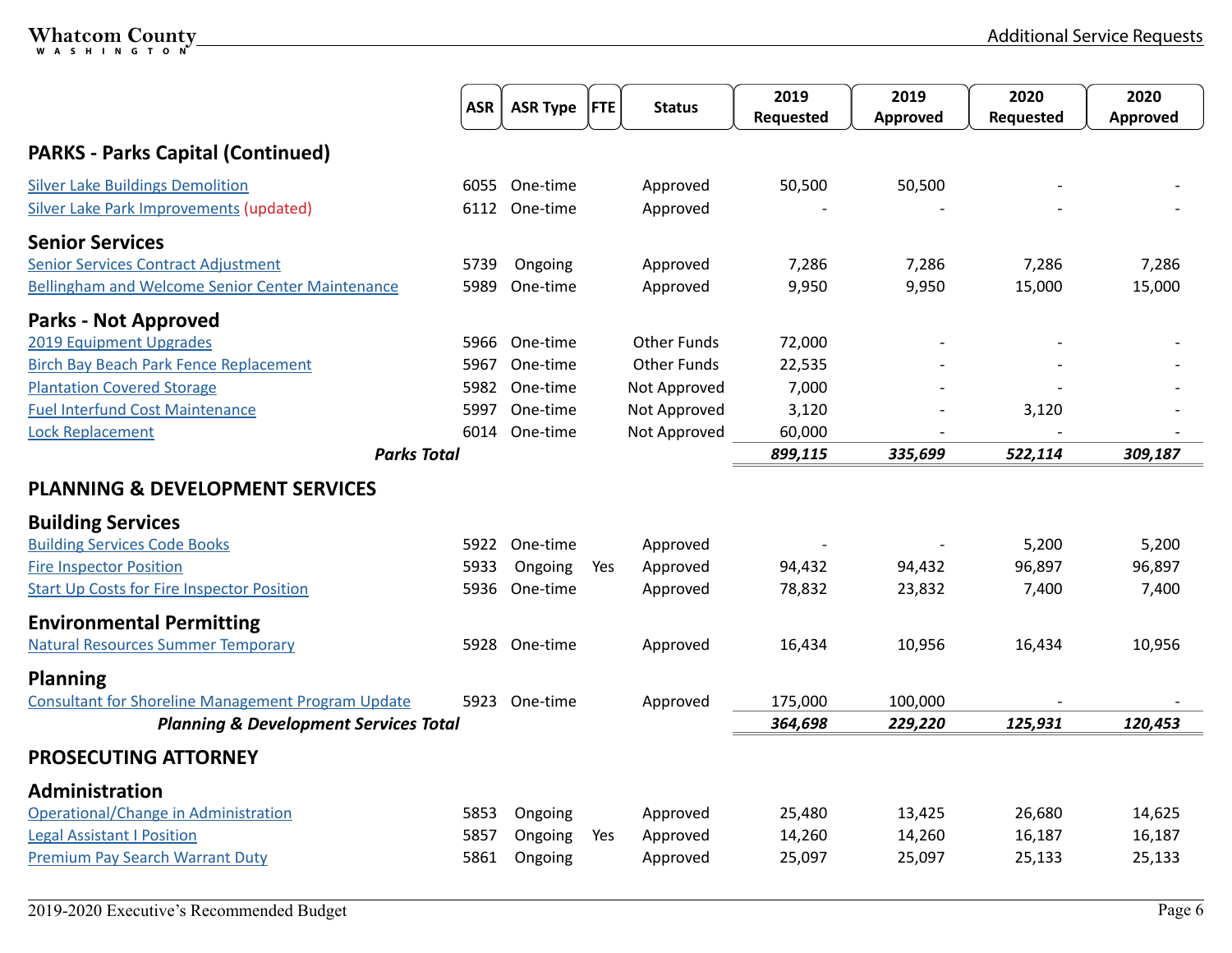| | ASR | ASR Type | FTE | Status | 2019 Requested | 2019 Approved | 2020 Requested | 2020 Approved |
|---|---|---|---|---|---|---|---|---|
| **PARKS - Parks Capital (Continued)** | | | | | | | | |
| Silver Lake Buildings Demolition | 6055 | One-time | | Approved | 50,500 | 50,500 | - | - |
| Silver Lake Park Improvements (updated) | 6112 | One-time | | Approved | - | - | - | - |
| **Senior Services** | | | | | | | | |
| Senior Services Contract Adjustment | 5739 | Ongoing | | Approved | 7,286 | 7,286 | 7,286 | 7,286 |
| Bellingham and Welcome Senior Center Maintenance | 5989 | One-time | | Approved | 9,950 | 9,950 | 15,000 | 15,000 |
| **Parks - Not Approved** | | | | | | | | |
| 2019 Equipment Upgrades | 5966 | One-time | | Other Funds | 72,000 | - | - | - |
| Birch Bay Beach Park Fence Replacement | 5967 | One-time | | Other Funds | 22,535 | - | - | - |
| Plantation Covered Storage | 5982 | One-time | | Not Approved | 7,000 | - | - | - |
| Fuel Interfund Cost Maintenance | 5997 | One-time | | Not Approved | 3,120 | - | 3,120 | - |
| Lock Replacement | 6014 | One-time | | Not Approved | 60,000 | - | - | - |
| ***Parks Total*** | | | | | ***899,115*** | ***335,699*** | ***522,114*** | ***309,187*** |
| **PLANNING & DEVELOPMENT SERVICES** | | | | | | | | |
| **Building Services** | | | | | | | | |
| Building Services Code Books | 5922 | One-time | | Approved | - | - | 5,200 | 5,200 |
| Fire Inspector Position | 5933 | Ongoing | Yes | Approved | 94,432 | 94,432 | 96,897 | 96,897 |
| Start Up Costs for Fire Inspector Position | 5936 | One-time | | Approved | 78,832 | 23,832 | 7,400 | 7,400 |
| **Environmental Permitting** | | | | | | | | |
| Natural Resources Summer Temporary | 5928 | One-time | | Approved | 16,434 | 10,956 | 16,434 | 10,956 |
| **Planning** | | | | | | | | |
| Consultant for Shoreline Management Program Update | 5923 | One-time | | Approved | 175,000 | 100,000 | - | - |
| ***Planning & Development Services Total*** | | | | | ***364,698*** | ***229,220*** | ***125,931*** | ***120,453*** |
| **PROSECUTING ATTORNEY** | | | | | | | | |
| **Administration** | | | | | | | | |
| Operational/Change in Administration | 5853 | Ongoing | | Approved | 25,480 | 13,425 | 26,680 | 14,625 |
| Legal Assistant I Position | 5857 | Ongoing | Yes | Approved | 14,260 | 14,260 | 16,187 | 16,187 |
| Premium Pay Search Warrant Duty | 5861 | Ongoing | | Approved | 25,097 | 25,097 | 25,133 | 25,133 |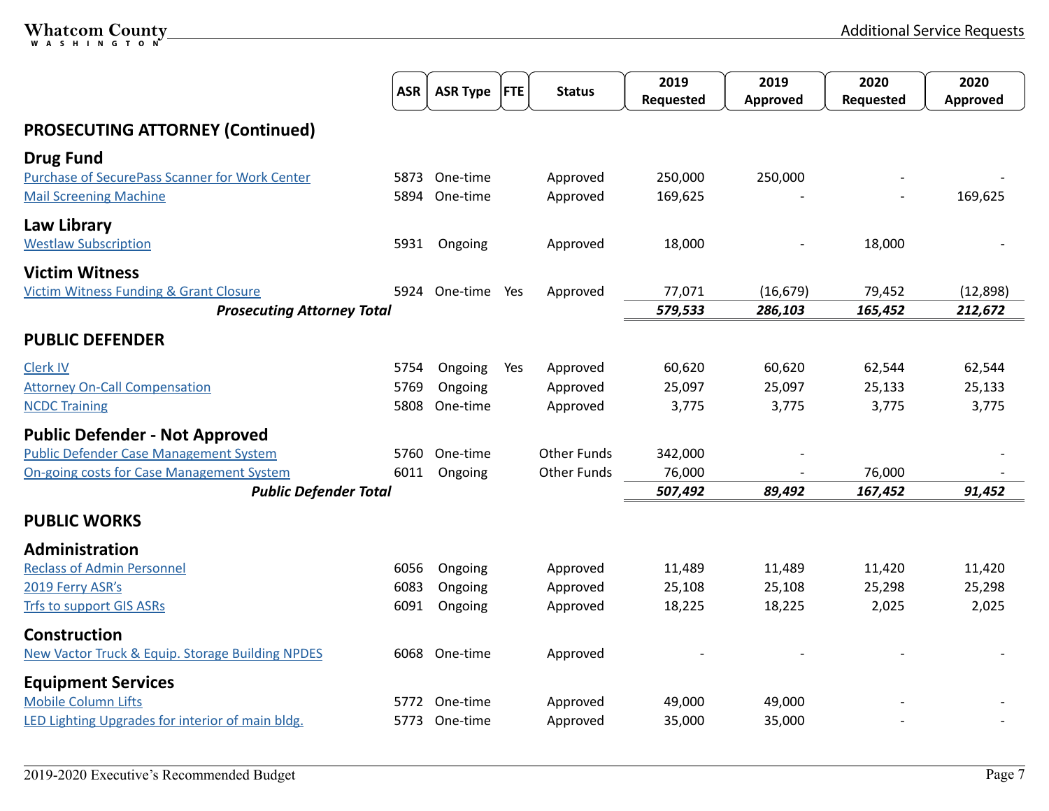| | ASR | ASR Type | FTE | Status | 2019 Requested | 2019 Approved | 2020 Requested | 2020 Approved |
|---|---|---|---|---|---|---|---|---|
| **PROSECUTING ATTORNEY (Continued)** | | | | | | | | |
| **Drug Fund** | | | | | | | | |
| Purchase of SecurePass Scanner for Work Center | 5873 | One-time | | Approved | 250,000 | 250,000 | - | - |
| Mail Screening Machine | 5894 | One-time | | Approved | 169,625 | - | - | 169,625 |
| **Law Library** | | | | | | | | |
| Westlaw Subscription | 5931 | Ongoing | | Approved | 18,000 | - | 18,000 | - |
| **Victim Witness** | | | | | | | | |
| Victim Witness Funding & Grant Closure | 5924 | One-time | Yes | Approved | 77,071 | (16,679) | 79,452 | (12,898) |
| ***Prosecuting Attorney Total*** | | | | | ***579,533*** | ***286,103*** | ***165,452*** | ***212,672*** |
| **PUBLIC DEFENDER** | | | | | | | | |
| Clerk IV | 5754 | Ongoing | Yes | Approved | 60,620 | 60,620 | 62,544 | 62,544 |
| Attorney On-Call Compensation | 5769 | Ongoing | | Approved | 25,097 | 25,097 | 25,133 | 25,133 |
| NCDC Training | 5808 | One-time | | Approved | 3,775 | 3,775 | 3,775 | 3,775 |
| **Public Defender - Not Approved** | | | | | | | | |
| Public Defender Case Management System | 5760 | One-time | | Other Funds | 342,000 | - | | - |
| On-going costs for Case Management System | 6011 | Ongoing | | Other Funds | 76,000 | - | 76,000 | - |
| ***Public Defender Total*** | | | | | ***507,492*** | ***89,492*** | ***167,452*** | ***91,452*** |
| **PUBLIC WORKS** | | | | | | | | |
| **Administration** | | | | | | | | |
| Reclass of Admin Personnel | 6056 | Ongoing | | Approved | 11,489 | 11,489 | 11,420 | 11,420 |
| 2019 Ferry ASR's | 6083 | Ongoing | | Approved | 25,108 | 25,108 | 25,298 | 25,298 |
| Trfs to support GIS ASRs | 6091 | Ongoing | | Approved | 18,225 | 18,225 | 2,025 | 2,025 |
| **Construction** | | | | | | | | |
| New Vactor Truck & Equip. Storage Building NPDES | 6068 | One-time | | Approved | - | - | - | - |
| **Equipment Services** | | | | | | | | |
| Mobile Column Lifts | 5772 | One-time | | Approved | 49,000 | 49,000 | - | - |
| LED Lighting Upgrades for interior of main bldg. | 5773 | One-time | | Approved | 35,000 | 35,000 | - | - |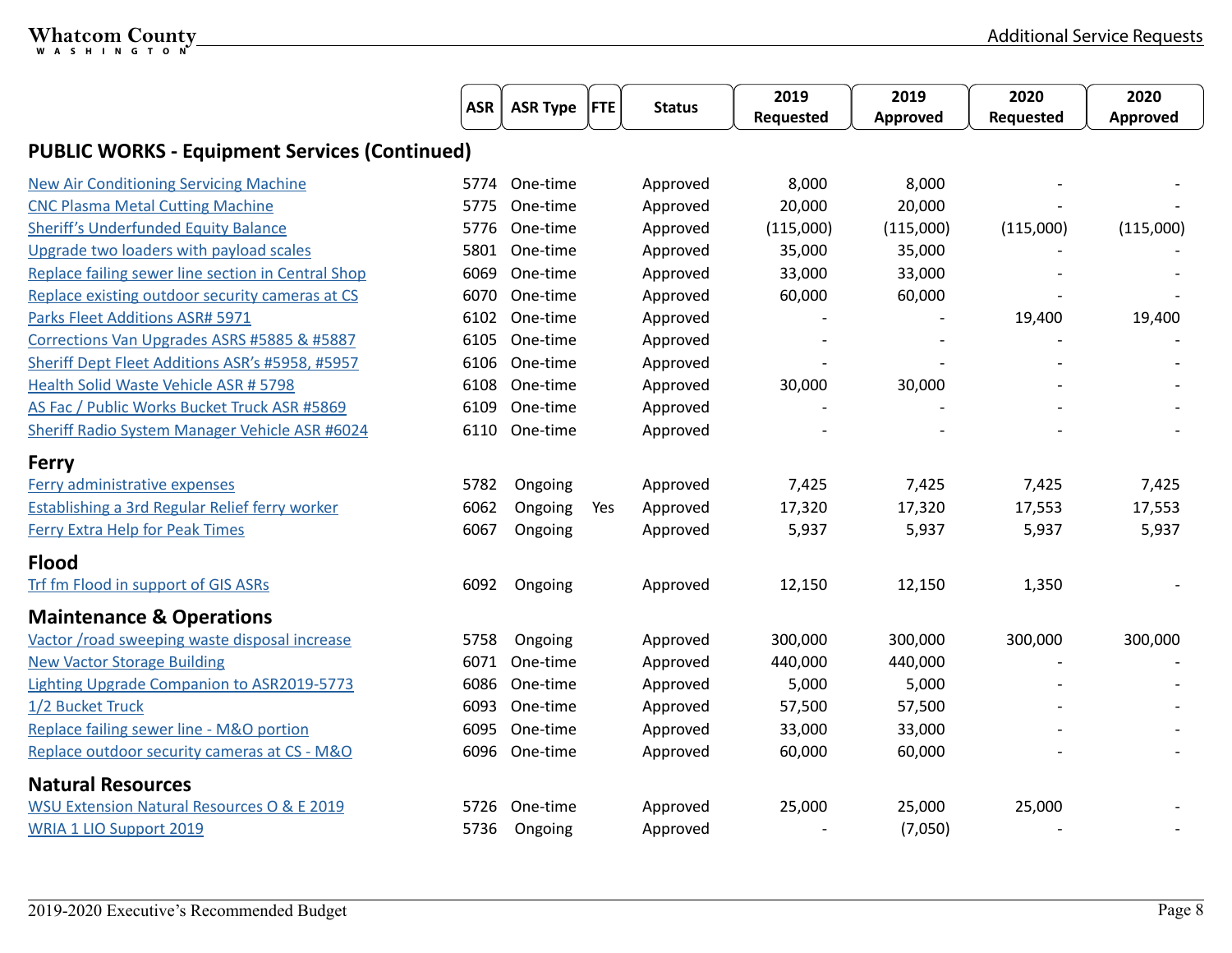| | ASR | ASR Type | FTE | Status | 2019 Requested | 2019 Approved | 2020 Requested | 2020 Approved |
|---|---|---|---|---|---|---|---|---|
| **PUBLIC WORKS - Equipment Services (Continued)** | | | | | | | | |
| New Air Conditioning Servicing Machine | 5774 | One-time | | Approved | 8,000 | 8,000 | - | - |
| CNC Plasma Metal Cutting Machine | 5775 | One-time | | Approved | 20,000 | 20,000 | - | - |
| Sheriff's Underfunded Equity Balance | 5776 | One-time | | Approved | (115,000) | (115,000) | (115,000) | (115,000) |
| Upgrade two loaders with payload scales | 5801 | One-time | | Approved | 35,000 | 35,000 | - | - |
| Replace failing sewer line section in Central Shop | 6069 | One-time | | Approved | 33,000 | 33,000 | - | - |
| Replace existing outdoor security cameras at CS | 6070 | One-time | | Approved | 60,000 | 60,000 | - | - |
| Parks Fleet Additions ASR# 5971 | 6102 | One-time | | Approved | - | - | 19,400 | 19,400 |
| Corrections Van Upgrades ASRS #5885 & #5887 | 6105 | One-time | | Approved | - | - | - | - |
| Sheriff Dept Fleet Additions ASR's #5958, #5957 | 6106 | One-time | | Approved | - | - | - | - |
| Health Solid Waste Vehicle ASR # 5798 | 6108 | One-time | | Approved | 30,000 | 30,000 | - | - |
| AS Fac / Public Works Bucket Truck ASR #5869 | 6109 | One-time | | Approved | - | - | - | - |
| Sheriff Radio System Manager Vehicle ASR #6024 | 6110 | One-time | | Approved | - | - | - | - |
| **Ferry** | | | | | | | | |
| Ferry administrative expenses | 5782 | Ongoing | | Approved | 7,425 | 7,425 | 7,425 | 7,425 |
| Establishing a 3rd Regular Relief ferry worker | 6062 | Ongoing | Yes | Approved | 17,320 | 17,320 | 17,553 | 17,553 |
| Ferry Extra Help for Peak Times | 6067 | Ongoing | | Approved | 5,937 | 5,937 | 5,937 | 5,937 |
| **Flood** | | | | | | | | |
| Trf fm Flood in support of GIS ASRs | 6092 | Ongoing | | Approved | 12,150 | 12,150 | 1,350 | - |
| **Maintenance & Operations** | | | | | | | | |
| Vactor /road sweeping waste disposal increase | 5758 | Ongoing | | Approved | 300,000 | 300,000 | 300,000 | 300,000 |
| New Vactor Storage Building | 6071 | One-time | | Approved | 440,000 | 440,000 | - | - |
| Lighting Upgrade Companion to ASR2019-5773 | 6086 | One-time | | Approved | 5,000 | 5,000 | - | - |
| 1/2 Bucket Truck | 6093 | One-time | | Approved | 57,500 | 57,500 | - | - |
| Replace failing sewer line - M&O portion | 6095 | One-time | | Approved | 33,000 | 33,000 | - | - |
| Replace outdoor security cameras at CS - M&O | 6096 | One-time | | Approved | 60,000 | 60,000 | - | - |
| **Natural Resources** | | | | | | | | |
| WSU Extension Natural Resources O & E 2019 | 5726 | One-time | | Approved | 25,000 | 25,000 | 25,000 | - |
| WRIA 1 LIO Support 2019 | 5736 | Ongoing | | Approved | - | (7,050) | - | - |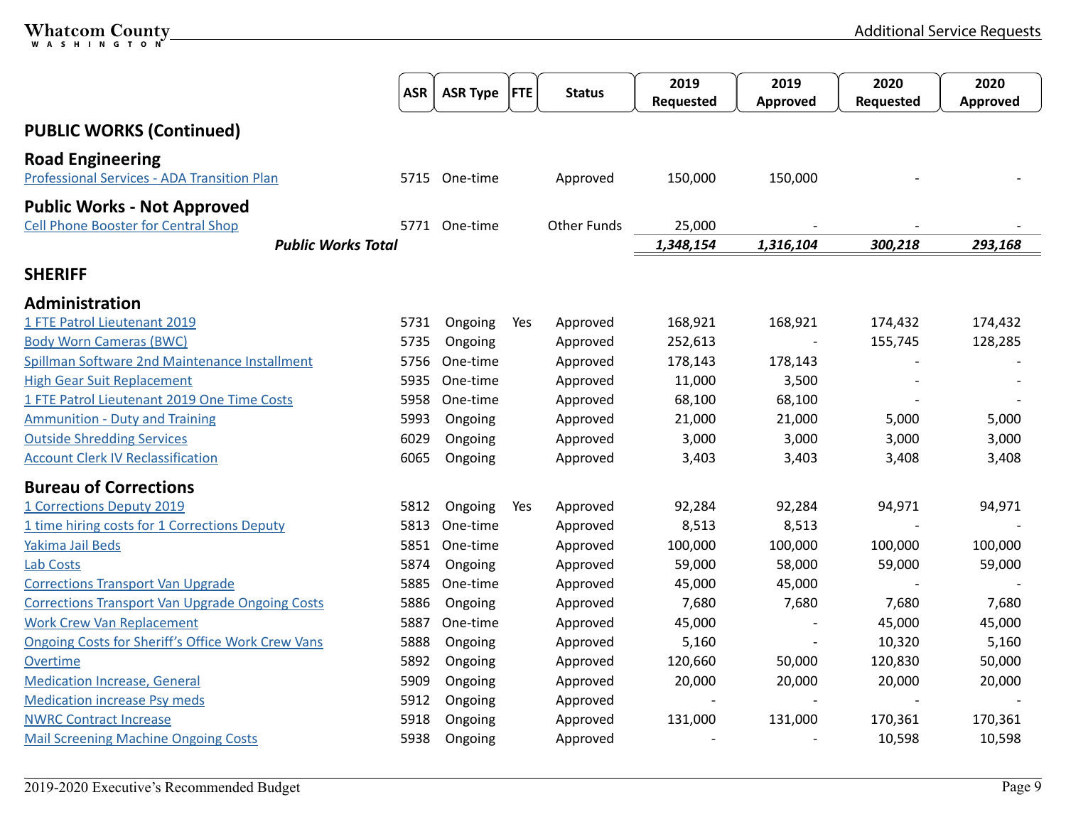|  | ASR | ASR Type | FTE | Status | 2019 Requested | 2019 Approved | 2020 Requested | 2020 Approved |
|---|---|---|---|---|---|---|---|---|
| **PUBLIC WORKS (Continued)** | | | | | | | | |
| **Road Engineering** | | | | | | | | |
| Professional Services - ADA Transition Plan | 5715 | One-time | | Approved | 150,000 | 150,000 | - | - |
| **Public Works - Not Approved** | | | | | | | | |
| Cell Phone Booster for Central Shop | 5771 | One-time | | Other Funds | 25,000 | - | - | - |
| ***Public Works Total*** | | | | | ***1,348,154*** | ***1,316,104*** | ***300,218*** | ***293,168*** |
| **SHERIFF** | | | | | | | | |
| **Administration** | | | | | | | | |
| 1 FTE Patrol Lieutenant 2019 | 5731 | Ongoing | Yes | Approved | 168,921 | 168,921 | 174,432 | 174,432 |
| Body Worn Cameras (BWC) | 5735 | Ongoing | | Approved | 252,613 | - | 155,745 | 128,285 |
| Spillman Software 2nd Maintenance Installment | 5756 | One-time | | Approved | 178,143 | 178,143 | - | - |
| High Gear Suit Replacement | 5935 | One-time | | Approved | 11,000 | 3,500 | - | - |
| 1 FTE Patrol Lieutenant 2019 One Time Costs | 5958 | One-time | | Approved | 68,100 | 68,100 | - | - |
| Ammunition - Duty and Training | 5993 | Ongoing | | Approved | 21,000 | 21,000 | 5,000 | 5,000 |
| Outside Shredding Services | 6029 | Ongoing | | Approved | 3,000 | 3,000 | 3,000 | 3,000 |
| Account Clerk IV Reclassification | 6065 | Ongoing | | Approved | 3,403 | 3,403 | 3,408 | 3,408 |
| **Bureau of Corrections** | | | | | | | | |
| 1 Corrections Deputy 2019 | 5812 | Ongoing | Yes | Approved | 92,284 | 92,284 | 94,971 | 94,971 |
| 1 time hiring costs for 1 Corrections Deputy | 5813 | One-time | | Approved | 8,513 | 8,513 | - | - |
| Yakima Jail Beds | 5851 | One-time | | Approved | 100,000 | 100,000 | 100,000 | 100,000 |
| Lab Costs | 5874 | Ongoing | | Approved | 59,000 | 58,000 | 59,000 | 59,000 |
| Corrections Transport Van Upgrade | 5885 | One-time | | Approved | 45,000 | 45,000 | - | - |
| Corrections Transport Van Upgrade Ongoing Costs | 5886 | Ongoing | | Approved | 7,680 | 7,680 | 7,680 | 7,680 |
| Work Crew Van Replacement | 5887 | One-time | | Approved | 45,000 | - | 45,000 | 45,000 |
| Ongoing Costs for Sheriff's Office Work Crew Vans | 5888 | Ongoing | | Approved | 5,160 | - | 10,320 | 5,160 |
| Overtime | 5892 | Ongoing | | Approved | 120,660 | 50,000 | 120,830 | 50,000 |
| Medication Increase, General | 5909 | Ongoing | | Approved | 20,000 | 20,000 | 20,000 | 20,000 |
| Medication increase Psy meds | 5912 | Ongoing | | Approved | - | - | - | - |
| NWRC Contract Increase | 5918 | Ongoing | | Approved | 131,000 | 131,000 | 170,361 | 170,361 |
| Mail Screening Machine Ongoing Costs | 5938 | Ongoing | | Approved | - | - | 10,598 | 10,598 |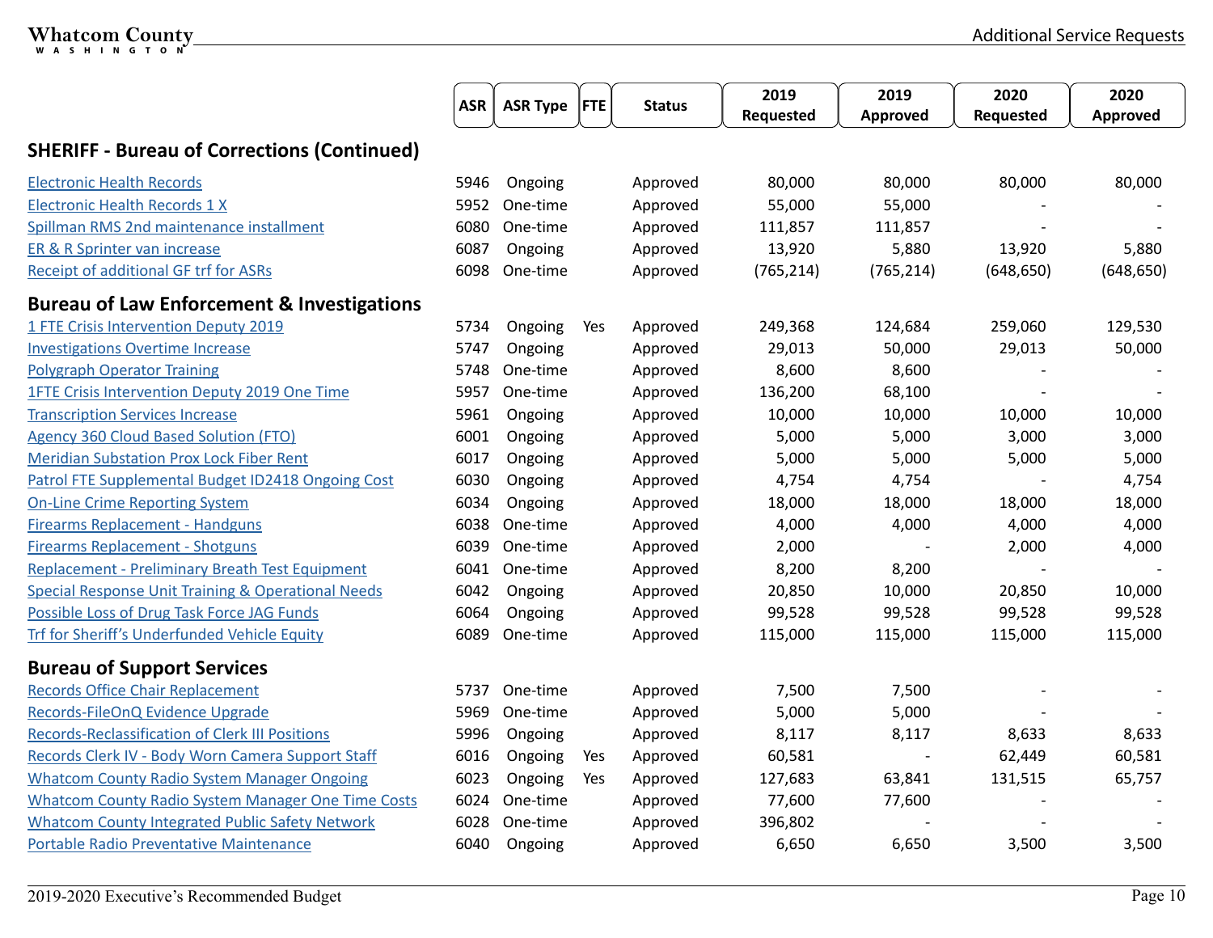| | ASR | ASR Type | FTE | Status | 2019 Requested | 2019 Approved | 2020 Requested | 2020 Approved |
|---|---|---|---|---|---|---|---|---|
| **SHERIFF - Bureau of Corrections (Continued)** | | | | | | | | |
| Electronic Health Records | 5946 | Ongoing | | Approved | 80,000 | 80,000 | 80,000 | 80,000 |
| Electronic Health Records 1 X | 5952 | One-time | | Approved | 55,000 | 55,000 | - | - |
| Spillman RMS 2nd maintenance installment | 6080 | One-time | | Approved | 111,857 | 111,857 | - | - |
| ER & R Sprinter van increase | 6087 | Ongoing | | Approved | 13,920 | 5,880 | 13,920 | 5,880 |
| Receipt of additional GF trf for ASRs | 6098 | One-time | | Approved | (765,214) | (765,214) | (648,650) | (648,650) |
| **Bureau of Law Enforcement & Investigations** | | | | | | | | |
| 1 FTE Crisis Intervention Deputy 2019 | 5734 | Ongoing | Yes | Approved | 249,368 | 124,684 | 259,060 | 129,530 |
| Investigations Overtime Increase | 5747 | Ongoing | | Approved | 29,013 | 50,000 | 29,013 | 50,000 |
| Polygraph Operator Training | 5748 | One-time | | Approved | 8,600 | 8,600 | - | - |
| 1FTE Crisis Intervention Deputy 2019 One Time | 5957 | One-time | | Approved | 136,200 | 68,100 | - | - |
| Transcription Services Increase | 5961 | Ongoing | | Approved | 10,000 | 10,000 | 10,000 | 10,000 |
| Agency 360 Cloud Based Solution (FTO) | 6001 | Ongoing | | Approved | 5,000 | 5,000 | 3,000 | 3,000 |
| Meridian Substation Prox Lock Fiber Rent | 6017 | Ongoing | | Approved | 5,000 | 5,000 | 5,000 | 5,000 |
| Patrol FTE Supplemental Budget ID2418 Ongoing Cost | 6030 | Ongoing | | Approved | 4,754 | 4,754 | - | 4,754 |
| On-Line Crime Reporting System | 6034 | Ongoing | | Approved | 18,000 | 18,000 | 18,000 | 18,000 |
| Firearms Replacement - Handguns | 6038 | One-time | | Approved | 4,000 | 4,000 | 4,000 | 4,000 |
| Firearms Replacement - Shotguns | 6039 | One-time | | Approved | 2,000 | - | 2,000 | 4,000 |
| Replacement - Preliminary Breath Test Equipment | 6041 | One-time | | Approved | 8,200 | 8,200 | - | - |
| Special Response Unit Training & Operational Needs | 6042 | Ongoing | | Approved | 20,850 | 10,000 | 20,850 | 10,000 |
| Possible Loss of Drug Task Force JAG Funds | 6064 | Ongoing | | Approved | 99,528 | 99,528 | 99,528 | 99,528 |
| Trf for Sheriff's Underfunded Vehicle Equity | 6089 | One-time | | Approved | 115,000 | 115,000 | 115,000 | 115,000 |
| **Bureau of Support Services** | | | | | | | | |
| Records Office Chair Replacement | 5737 | One-time | | Approved | 7,500 | 7,500 | - | - |
| Records-FileOnQ Evidence Upgrade | 5969 | One-time | | Approved | 5,000 | 5,000 | - | - |
| Records-Reclassification of Clerk III Positions | 5996 | Ongoing | | Approved | 8,117 | 8,117 | 8,633 | 8,633 |
| Records Clerk IV - Body Worn Camera Support Staff | 6016 | Ongoing | Yes | Approved | 60,581 | - | 62,449 | 60,581 |
| Whatcom County Radio System Manager Ongoing | 6023 | Ongoing | Yes | Approved | 127,683 | 63,841 | 131,515 | 65,757 |
| Whatcom County Radio System Manager One Time Costs | 6024 | One-time | | Approved | 77,600 | 77,600 | - | - |
| Whatcom County Integrated Public Safety Network | 6028 | One-time | | Approved | 396,802 | - | - | - |
| Portable Radio Preventative Maintenance | 6040 | Ongoing | | Approved | 6,650 | 6,650 | 3,500 | 3,500 |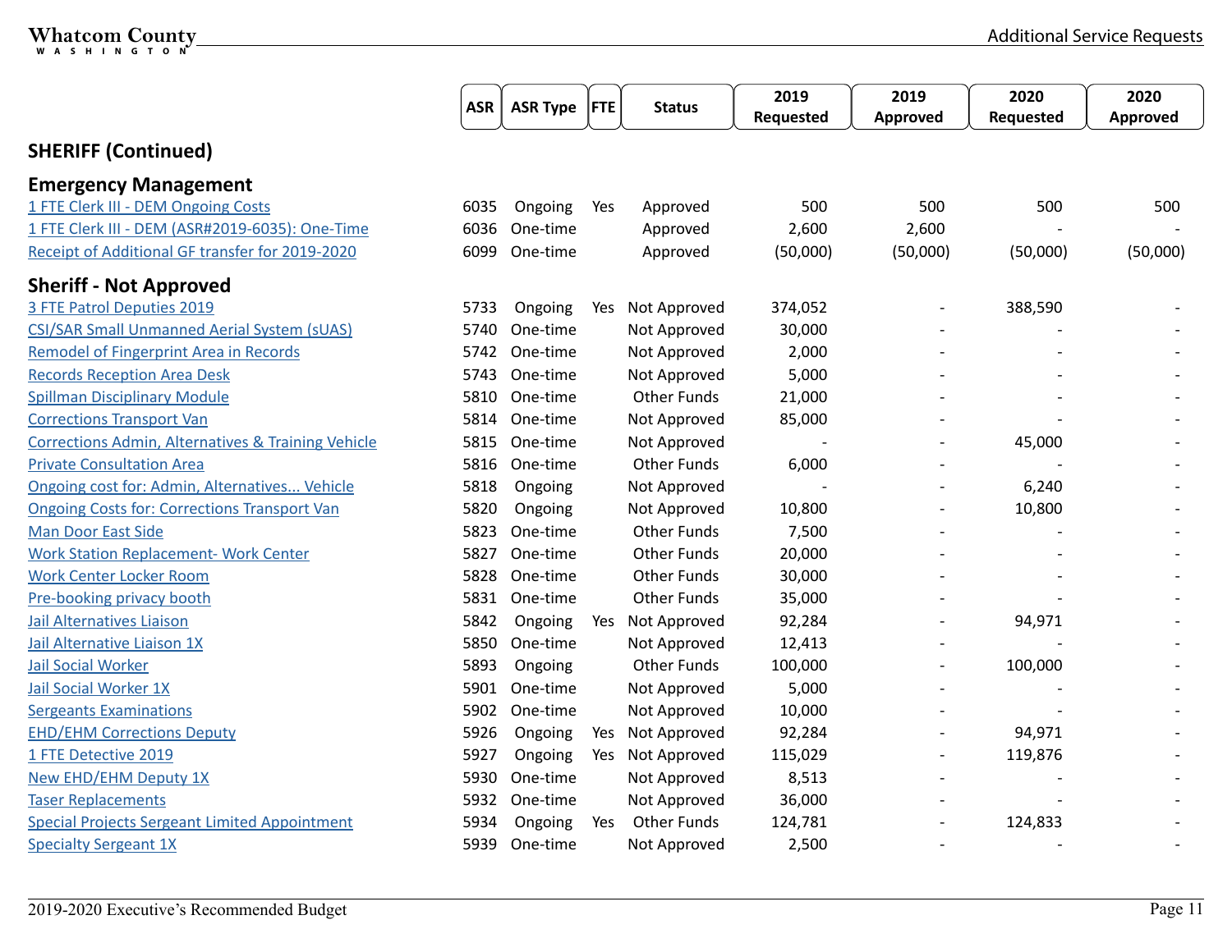## SHERIFF (Continued)

| | ASR | ASR Type | FTE | Status | 2019 Requested | 2019 Approved | 2020 Requested | 2020 Approved |
|---|---|---|---|---|---|---|---|---|
| **Emergency Management** | | | | | | | | |
| 1 FTE Clerk III - DEM Ongoing Costs | 6035 | Ongoing | Yes | Approved | 500 | 500 | 500 | 500 |
| 1 FTE Clerk III - DEM (ASR#2019-6035): One-Time | 6036 | One-time | | Approved | 2,600 | 2,600 | - | - |
| Receipt of Additional GF transfer for 2019-2020 | 6099 | One-time | | Approved | (50,000) | (50,000) | (50,000) | (50,000) |
| **Sheriff - Not Approved** | | | | | | | | |
| 3 FTE Patrol Deputies 2019 | 5733 | Ongoing | Yes | Not Approved | 374,052 | - | 388,590 | - |
| CSI/SAR Small Unmanned Aerial System (sUAS) | 5740 | One-time | | Not Approved | 30,000 | - | - | - |
| Remodel of Fingerprint Area in Records | 5742 | One-time | | Not Approved | 2,000 | - | - | - |
| Records Reception Area Desk | 5743 | One-time | | Not Approved | 5,000 | - | - | - |
| Spillman Disciplinary Module | 5810 | One-time | | Other Funds | 21,000 | - | - | - |
| Corrections Transport Van | 5814 | One-time | | Not Approved | 85,000 | - | - | - |
| Corrections Admin, Alternatives & Training Vehicle | 5815 | One-time | | Not Approved | - | - | 45,000 | - |
| Private Consultation Area | 5816 | One-time | | Other Funds | 6,000 | - | - | - |
| Ongoing cost for: Admin, Alternatives... Vehicle | 5818 | Ongoing | | Not Approved | - | - | 6,240 | - |
| Ongoing Costs for: Corrections Transport Van | 5820 | Ongoing | | Not Approved | 10,800 | - | 10,800 | - |
| Man Door East Side | 5823 | One-time | | Other Funds | 7,500 | - | - | - |
| Work Station Replacement- Work Center | 5827 | One-time | | Other Funds | 20,000 | - | - | - |
| Work Center Locker Room | 5828 | One-time | | Other Funds | 30,000 | - | - | - |
| Pre-booking privacy booth | 5831 | One-time | | Other Funds | 35,000 | - | - | - |
| Jail Alternatives Liaison | 5842 | Ongoing | Yes | Not Approved | 92,284 | - | 94,971 | - |
| Jail Alternative Liaison 1X | 5850 | One-time | | Not Approved | 12,413 | - | - | - |
| Jail Social Worker | 5893 | Ongoing | | Other Funds | 100,000 | - | 100,000 | - |
| Jail Social Worker 1X | 5901 | One-time | | Not Approved | 5,000 | - | - | - |
| Sergeants Examinations | 5902 | One-time | | Not Approved | 10,000 | - | - | - |
| EHD/EHM Corrections Deputy | 5926 | Ongoing | Yes | Not Approved | 92,284 | - | 94,971 | - |
| 1 FTE Detective 2019 | 5927 | Ongoing | Yes | Not Approved | 115,029 | - | 119,876 | - |
| New EHD/EHM Deputy 1X | 5930 | One-time | | Not Approved | 8,513 | - | - | - |
| Taser Replacements | 5932 | One-time | | Not Approved | 36,000 | - | - | - |
| Special Projects Sergeant Limited Appointment | 5934 | Ongoing | Yes | Other Funds | 124,781 | - | 124,833 | - |
| Specialty Sergeant 1X | 5939 | One-time | | Not Approved | 2,500 | - | - | - |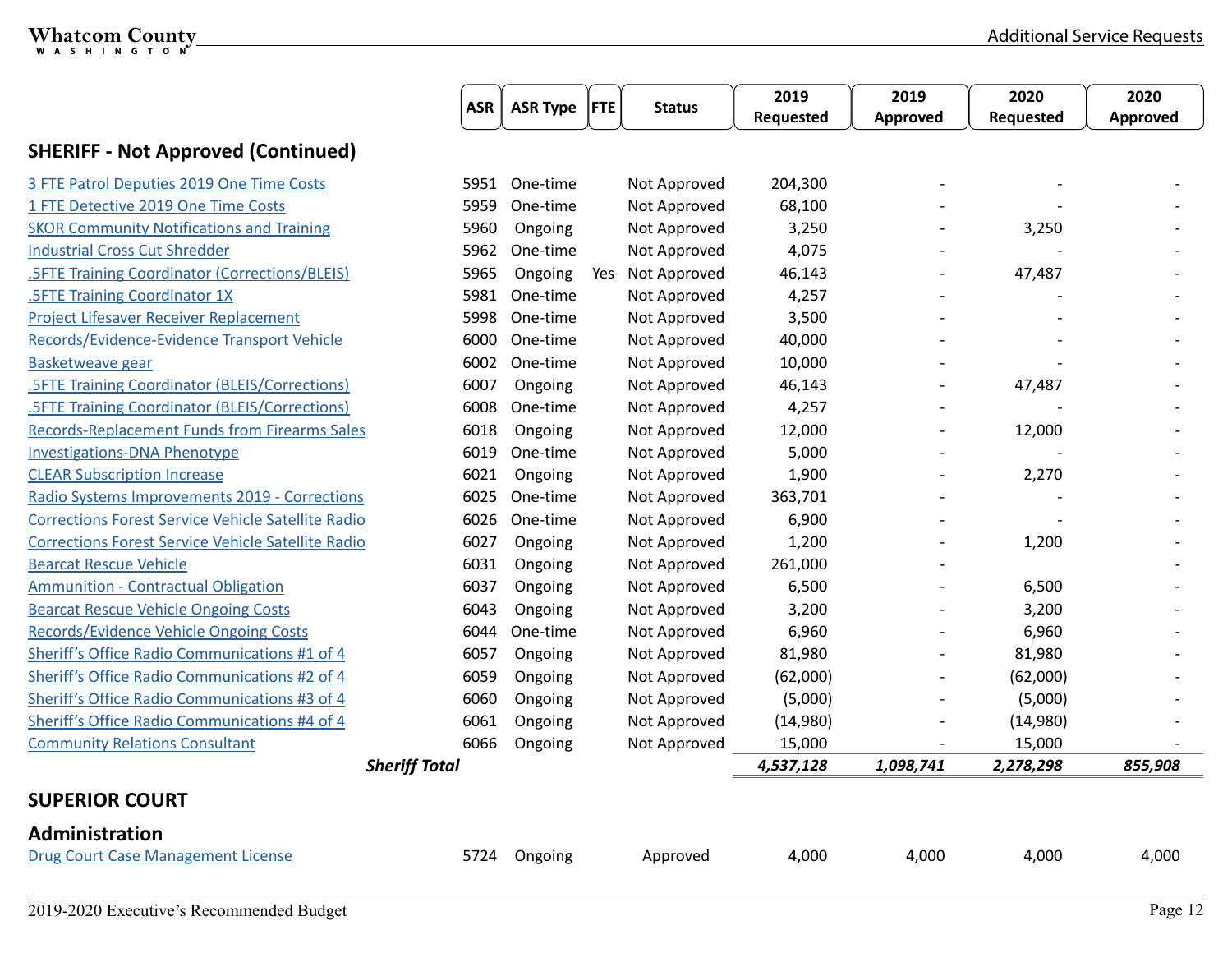| | ASR | ASR Type | FTE | Status | 2019 Requested | 2019 Approved | 2020 Requested | 2020 Approved |
|---|---|---|---|---|---|---|---|---|
| **SHERIFF - Not Approved (Continued)** | | | | | | | | |
| 3 FTE Patrol Deputies 2019 One Time Costs | 5951 | One-time | | Not Approved | 204,300 | - | - | - |
| 1 FTE Detective 2019 One Time Costs | 5959 | One-time | | Not Approved | 68,100 | - | - | - |
| SKOR Community Notifications and Training | 5960 | Ongoing | | Not Approved | 3,250 | - | 3,250 | - |
| Industrial Cross Cut Shredder | 5962 | One-time | | Not Approved | 4,075 | - | - | - |
| .5FTE Training Coordinator (Corrections/BLEIS) | 5965 | Ongoing | Yes | Not Approved | 46,143 | - | 47,487 | - |
| .5FTE Training Coordinator 1X | 5981 | One-time | | Not Approved | 4,257 | - | - | - |
| Project Lifesaver Receiver Replacement | 5998 | One-time | | Not Approved | 3,500 | - | - | - |
| Records/Evidence-Evidence Transport Vehicle | 6000 | One-time | | Not Approved | 40,000 | - | - | - |
| Basketweave gear | 6002 | One-time | | Not Approved | 10,000 | - | - | - |
| .5FTE Training Coordinator (BLEIS/Corrections) | 6007 | Ongoing | | Not Approved | 46,143 | - | 47,487 | - |
| .5FTE Training Coordinator (BLEIS/Corrections) | 6008 | One-time | | Not Approved | 4,257 | - | - | - |
| Records-Replacement Funds from Firearms Sales | 6018 | Ongoing | | Not Approved | 12,000 | - | 12,000 | - |
| Investigations-DNA Phenotype | 6019 | One-time | | Not Approved | 5,000 | - | - | - |
| CLEAR Subscription Increase | 6021 | Ongoing | | Not Approved | 1,900 | - | 2,270 | - |
| Radio Systems Improvements 2019 - Corrections | 6025 | One-time | | Not Approved | 363,701 | - | - | - |
| Corrections Forest Service Vehicle Satellite Radio | 6026 | One-time | | Not Approved | 6,900 | - | - | - |
| Corrections Forest Service Vehicle Satellite Radio | 6027 | Ongoing | | Not Approved | 1,200 | - | 1,200 | - |
| Bearcat Rescue Vehicle | 6031 | Ongoing | | Not Approved | 261,000 | - | | - |
| Ammunition - Contractual Obligation | 6037 | Ongoing | | Not Approved | 6,500 | - | 6,500 | - |
| Bearcat Rescue Vehicle Ongoing Costs | 6043 | Ongoing | | Not Approved | 3,200 | - | 3,200 | - |
| Records/Evidence Vehicle Ongoing Costs | 6044 | One-time | | Not Approved | 6,960 | - | 6,960 | - |
| Sheriff's Office Radio Communications #1 of 4 | 6057 | Ongoing | | Not Approved | 81,980 | - | 81,980 | - |
| Sheriff's Office Radio Communications #2 of 4 | 6059 | Ongoing | | Not Approved | (62,000) | - | (62,000) | - |
| Sheriff's Office Radio Communications #3 of 4 | 6060 | Ongoing | | Not Approved | (5,000) | - | (5,000) | - |
| Sheriff's Office Radio Communications #4 of 4 | 6061 | Ongoing | | Not Approved | (14,980) | - | (14,980) | - |
| Community Relations Consultant | 6066 | Ongoing | | Not Approved | 15,000 | - | 15,000 | - |
| ***Sheriff Total*** | | | | | ***4,537,128*** | ***1,098,741*** | ***2,278,298*** | ***855,908*** |
| **SUPERIOR COURT** | | | | | | | | |
| **Administration** | | | | | | | | |
| Drug Court Case Management License | 5724 | Ongoing | | Approved | 4,000 | 4,000 | 4,000 | 4,000 |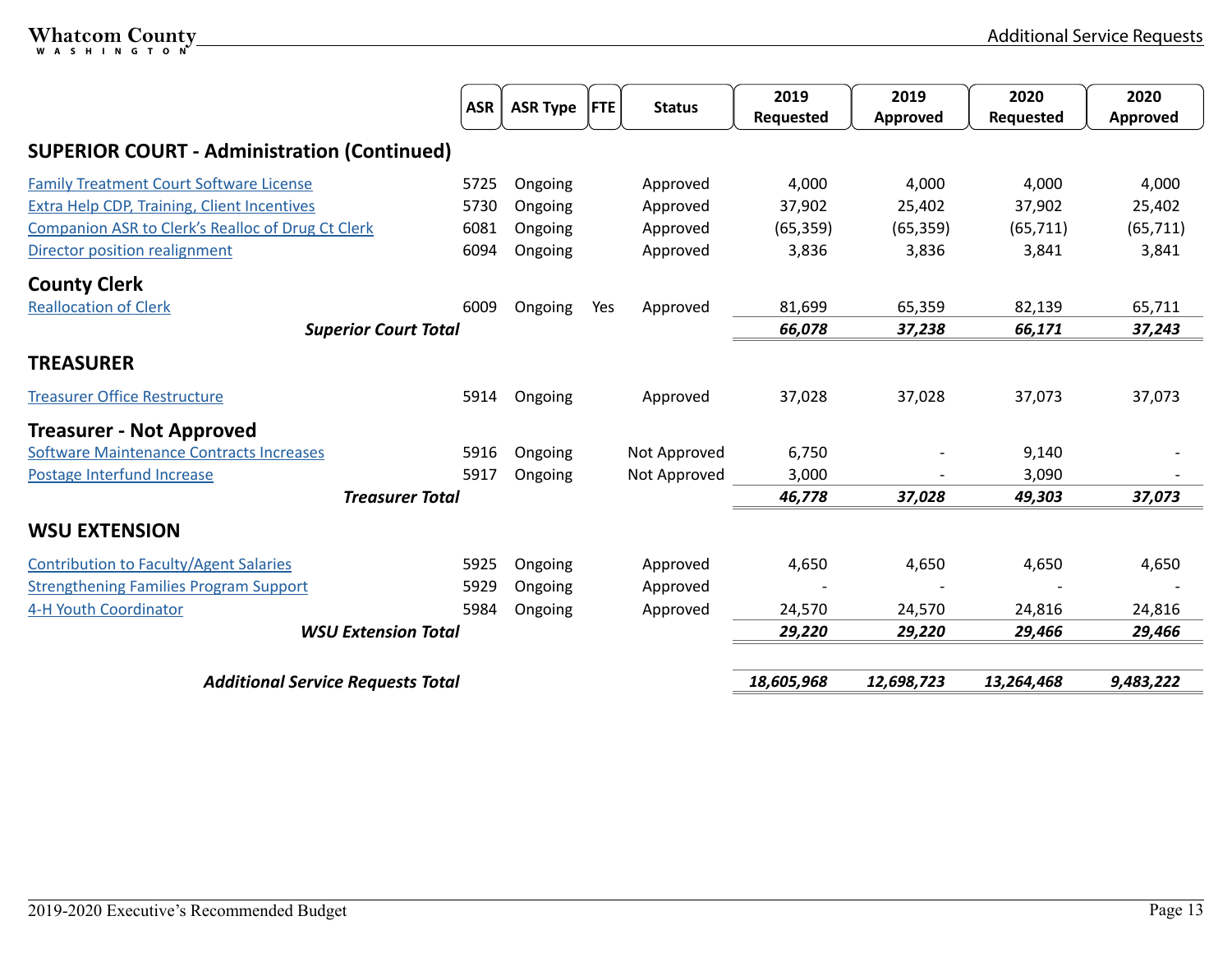| | ASR | ASR Type | FTE | Status | 2019 Requested | 2019 Approved | 2020 Requested | 2020 Approved |
|---|---|---|---|---|---|---|---|---|
| **SUPERIOR COURT - Administration (Continued)** | | | | | | | | |
| Family Treatment Court Software License | 5725 | Ongoing | | Approved | 4,000 | 4,000 | 4,000 | 4,000 |
| Extra Help CDP, Training, Client Incentives | 5730 | Ongoing | | Approved | 37,902 | 25,402 | 37,902 | 25,402 |
| Companion ASR to Clerk's Realloc of Drug Ct Clerk | 6081 | Ongoing | | Approved | (65,359) | (65,359) | (65,711) | (65,711) |
| Director position realignment | 6094 | Ongoing | | Approved | 3,836 | 3,836 | 3,841 | 3,841 |
| **County Clerk** | | | | | | | | |
| Reallocation of Clerk | 6009 | Ongoing | Yes | Approved | 81,699 | 65,359 | 82,139 | 65,711 |
| ***Superior Court Total*** | | | | | ***66,078*** | ***37,238*** | ***66,171*** | ***37,243*** |
| **TREASURER** | | | | | | | | |
| Treasurer Office Restructure | 5914 | Ongoing | | Approved | 37,028 | 37,028 | 37,073 | 37,073 |
| **Treasurer - Not Approved** | | | | | | | | |
| Software Maintenance Contracts Increases | 5916 | Ongoing | | Not Approved | 6,750 | - | 9,140 | - |
| Postage Interfund Increase | 5917 | Ongoing | | Not Approved | 3,000 | - | 3,090 | - |
| ***Treasurer Total*** | | | | | ***46,778*** | ***37,028*** | ***49,303*** | ***37,073*** |
| **WSU EXTENSION** | | | | | | | | |
| Contribution to Faculty/Agent Salaries | 5925 | Ongoing | | Approved | 4,650 | 4,650 | 4,650 | 4,650 |
| Strengthening Families Program Support | 5929 | Ongoing | | Approved | - | - | - | - |
| 4-H Youth Coordinator | 5984 | Ongoing | | Approved | 24,570 | 24,570 | 24,816 | 24,816 |
| ***WSU Extension Total*** | | | | | ***29,220*** | ***29,220*** | ***29,466*** | ***29,466*** |
| ***Additional Service Requests Total*** | | | | | ***18,605,968*** | ***12,698,723*** | ***13,264,468*** | ***9,483,222*** |